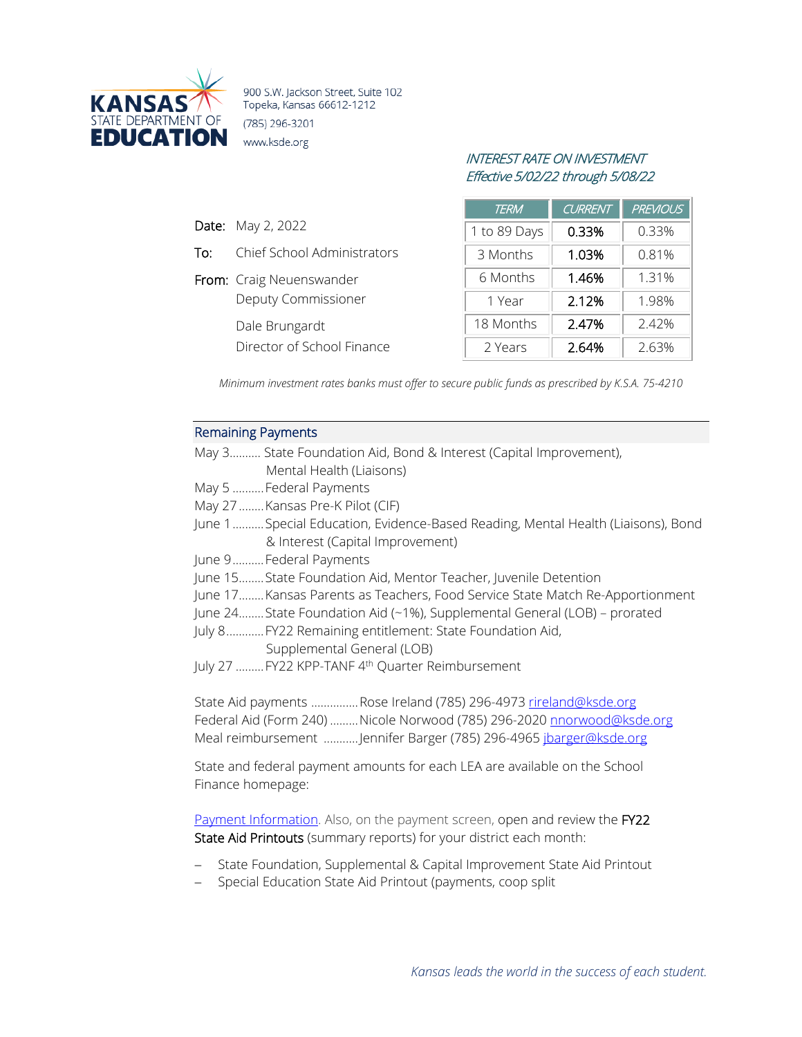KANSAS STATE DEPARTMENT OF EDUCATION

900 S.W. Jackson Street, Suite 102
Topeka, Kansas 66612-1212
(785) 296-3201
www.ksde.org

**Date:** May 2, 2022

**To:** Chief School Administrators

**From:** Craig Neuenswander
Deputy Commissioner

Dale Brungardt
Director of School Finance

*INTEREST RATE ON INVESTMENT*
*Effective 5/02/22 through 5/08/22*

| TERM | CURRENT | PREVIOUS |
|---|---|---|
| 1 to 89 Days | **0.33%** | 0.33% |
| 3 Months | **1.03%** | 0.81% |
| 6 Months | **1.46%** | 1.31% |
| 1 Year | **2.12%** | 1.98% |
| 18 Months | **2.47%** | 2.42% |
| 2 Years | **2.64%** | 2.63% |

*Minimum investment rates banks must offer to secure public funds as prescribed by K.S.A. 75-4210*

## Remaining Payments

- May 3.......... State Foundation Aid, Bond & Interest (Capital Improvement), Mental Health (Liaisons)
- May 5 .......... Federal Payments
- May 27........ Kansas Pre-K Pilot (CIF)
- June 1.......... Special Education, Evidence-Based Reading, Mental Health (Liaisons), Bond & Interest (Capital Improvement)
- June 9.......... Federal Payments
- June 15........ State Foundation Aid, Mentor Teacher, Juvenile Detention
- June 17........ Kansas Parents as Teachers, Food Service State Match Re-Apportionment
- June 24........ State Foundation Aid (~1%), Supplemental General (LOB) – prorated
- July 8............ FY22 Remaining entitlement: State Foundation Aid, Supplemental General (LOB)
- July 27 ......... FY22 KPP-TANF 4th Quarter Reimbursement

State Aid payments ............... Rose Ireland (785) 296-4973 rireland@ksde.org
Federal Aid (Form 240) ......... Nicole Norwood (785) 296-2020 nnorwood@ksde.org
Meal reimbursement ........... Jennifer Barger (785) 296-4965 jbarger@ksde.org

State and federal payment amounts for each LEA are available on the School Finance homepage:

Payment Information. Also, on the payment screen, open and review the **FY22 State Aid Printouts** (summary reports) for your district each month:

- State Foundation, Supplemental & Capital Improvement State Aid Printout
- Special Education State Aid Printout (payments, coop split

*Kansas leads the world in the success of each student.*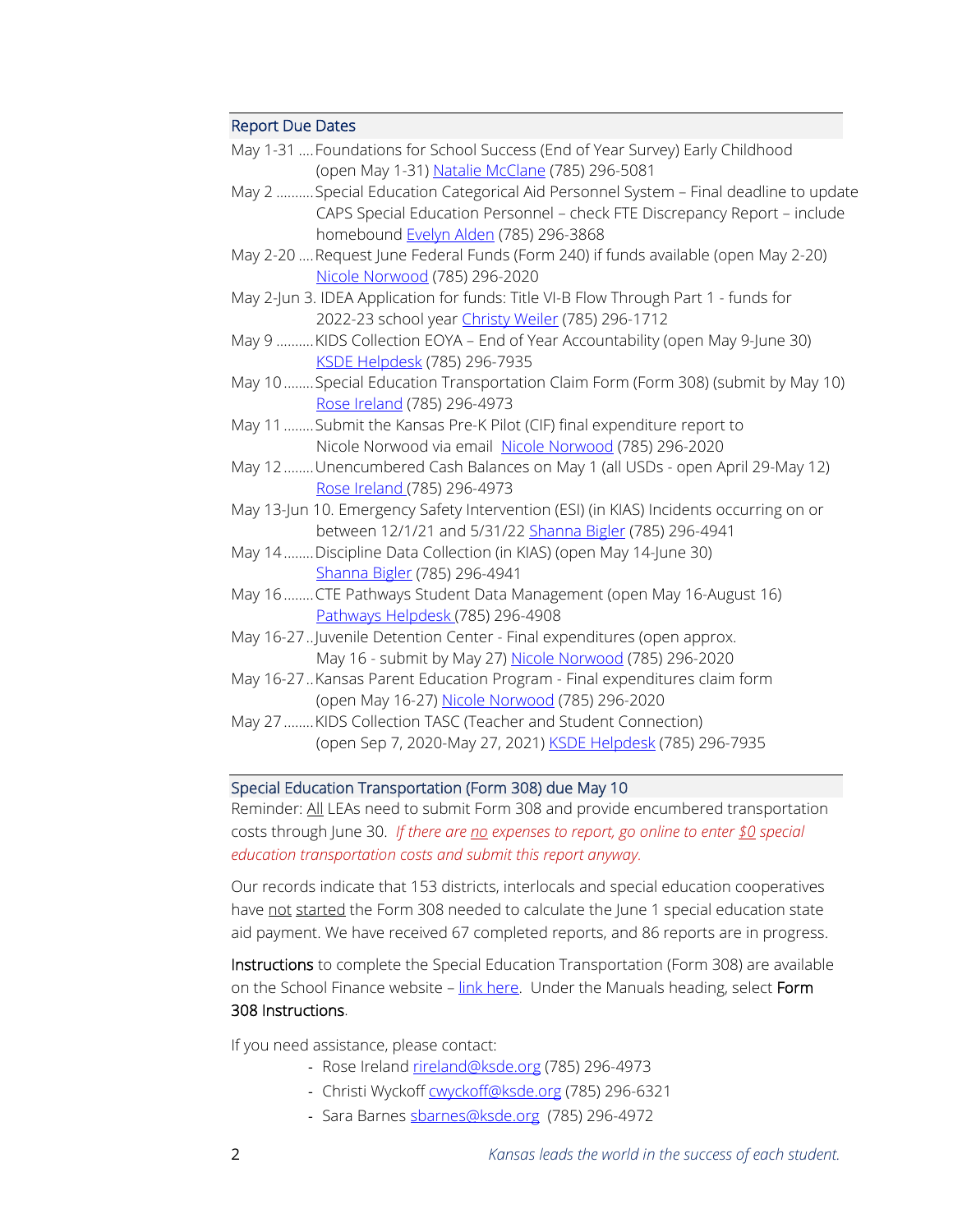## Report Due Dates

May 1-31 ....Foundations for School Success (End of Year Survey) Early Childhood (open May 1-31) Natalie McClane (785) 296-5081

May 2 ..........Special Education Categorical Aid Personnel System – Final deadline to update CAPS Special Education Personnel – check FTE Discrepancy Report – include homebound Evelyn Alden (785) 296-3868

May 2-20 ....Request June Federal Funds (Form 240) if funds available (open May 2-20) Nicole Norwood (785) 296-2020

May 2-Jun 3. IDEA Application for funds: Title VI-B Flow Through Part 1 - funds for 2022-23 school year Christy Weiler (785) 296-1712

May 9 ..........KIDS Collection EOYA – End of Year Accountability (open May 9-June 30) KSDE Helpdesk (785) 296-7935

May 10 ........Special Education Transportation Claim Form (Form 308) (submit by May 10) Rose Ireland (785) 296-4973

May 11 ........Submit the Kansas Pre-K Pilot (CIF) final expenditure report to Nicole Norwood via email Nicole Norwood (785) 296-2020

May 12 ........Unencumbered Cash Balances on May 1 (all USDs - open April 29-May 12) Rose Ireland (785) 296-4973

May 13-Jun 10. Emergency Safety Intervention (ESI) (in KIAS) Incidents occurring on or between 12/1/21 and 5/31/22 Shanna Bigler (785) 296-4941

May 14 ........Discipline Data Collection (in KIAS) (open May 14-June 30) Shanna Bigler (785) 296-4941

May 16 ........CTE Pathways Student Data Management (open May 16-August 16) Pathways Helpdesk (785) 296-4908

May 16-27..Juvenile Detention Center - Final expenditures (open approx. May 16 - submit by May 27) Nicole Norwood (785) 296-2020

May 16-27..Kansas Parent Education Program - Final expenditures claim form (open May 16-27) Nicole Norwood (785) 296-2020

May 27 ........KIDS Collection TASC (Teacher and Student Connection) (open Sep 7, 2020-May 27, 2021) KSDE Helpdesk (785) 296-7935

## Special Education Transportation (Form 308) due May 10

Reminder: All LEAs need to submit Form 308 and provide encumbered transportation costs through June 30. *If there are no expenses to report, go online to enter $0 special education transportation costs and submit this report anyway.*

Our records indicate that 153 districts, interlocals and special education cooperatives have not started the Form 308 needed to calculate the June 1 special education state aid payment. We have received 67 completed reports, and 86 reports are in progress.

**Instructions** to complete the Special Education Transportation (Form 308) are available on the School Finance website – link here. Under the Manuals heading, select **Form 308 Instructions**.

If you need assistance, please contact:

- Rose Ireland rireland@ksde.org (785) 296-4973
- Christi Wyckoff cwyckoff@ksde.org (785) 296-6321
- Sara Barnes sbarnes@ksde.org (785) 296-4972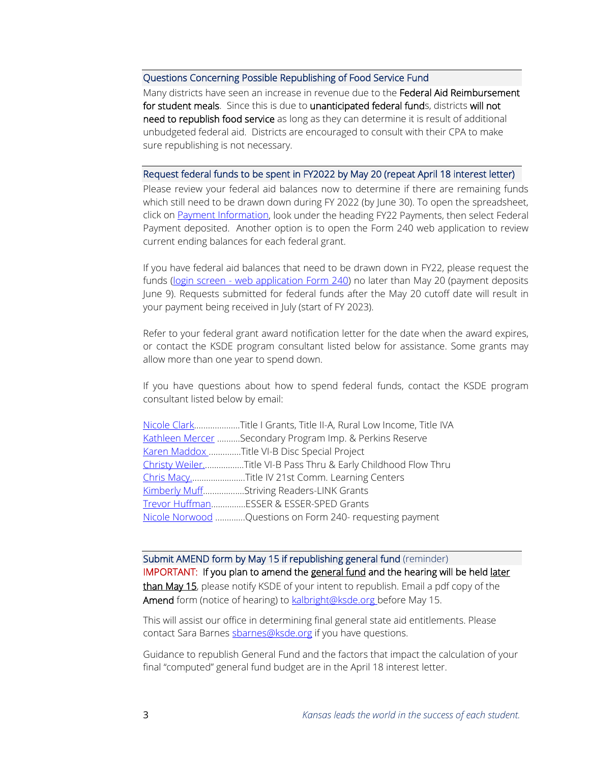## Questions Concerning Possible Republishing of Food Service Fund

Many districts have seen an increase in revenue due to the **Federal Aid Reimbursement for student meals**. Since this is due to **unanticipated federal fund**s, districts **will not need to republish food service** as long as they can determine it is result of additional unbudgeted federal aid. Districts are encouraged to consult with their CPA to make sure republishing is not necessary.

## Request federal funds to be spent in FY2022 by May 20 (repeat April 18 interest letter)

Please review your federal aid balances now to determine if there are remaining funds which still need to be drawn down during FY 2022 (by June 30). To open the spreadsheet, click on Payment Information, look under the heading FY22 Payments, then select Federal Payment deposited. Another option is to open the Form 240 web application to review current ending balances for each federal grant.

If you have federal aid balances that need to be drawn down in FY22, please request the funds (login screen - web application Form 240) no later than May 20 (payment deposits June 9). Requests submitted for federal funds after the May 20 cutoff date will result in your payment being received in July (start of FY 2023).

Refer to your federal grant award notification letter for the date when the award expires, or contact the KSDE program consultant listed below for assistance. Some grants may allow more than one year to spend down.

If you have questions about how to spend federal funds, contact the KSDE program consultant listed below by email:

- Nicole Clark....................Title I Grants, Title II-A, Rural Low Income, Title IVA
- Kathleen Mercer ..........Secondary Program Imp. & Perkins Reserve
- Karen Maddox ..............Title VI-B Disc Special Project
- Christy Weiler..................Title VI-B Pass Thru & Early Childhood Flow Thru
- Chris Macy........................Title IV 21st Comm. Learning Centers
- Kimberly Muff..................Striving Readers-LINK Grants
- Trevor Huffman...............ESSER & ESSER-SPED Grants
- Nicole Norwood .............Questions on Form 240- requesting payment

## Submit AMEND form by May 15 if republishing general fund (reminder)

IMPORTANT: **If you plan to amend the general fund and the hearing will be held later than May 15**, please notify KSDE of your intent to republish. Email a pdf copy of the **Amend** form (notice of hearing) to kalbright@ksde.org before May 15.

This will assist our office in determining final general state aid entitlements. Please contact Sara Barnes sbarnes@ksde.org if you have questions.

Guidance to republish General Fund and the factors that impact the calculation of your final "computed" general fund budget are in the April 18 interest letter.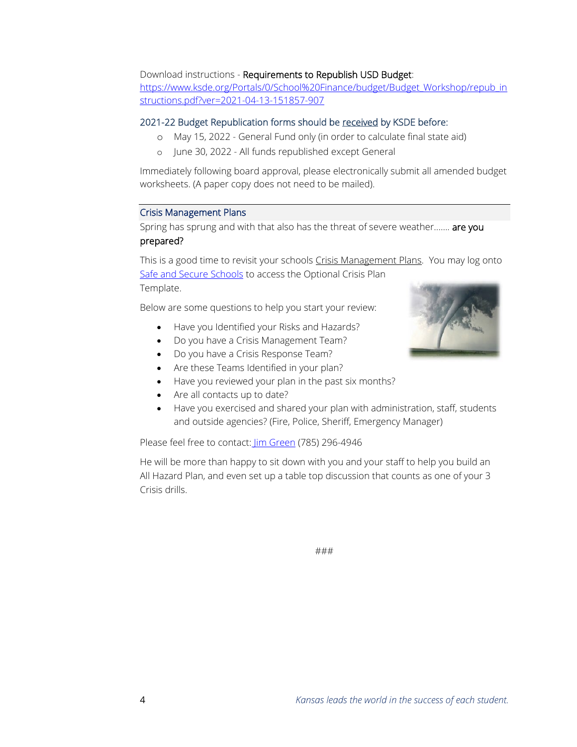Download instructions - **Requirements to Republish USD Budget**:
https://www.ksde.org/Portals/0/School%20Finance/budget/Budget_Workshop/repub_instructions.pdf?ver=2021-04-13-151857-907

2021-22 Budget Republication forms should be received by KSDE before:

- May 15, 2022 - General Fund only (in order to calculate final state aid)
- June 30, 2022 - All funds republished except General

Immediately following board approval, please electronically submit all amended budget worksheets. (A paper copy does not need to be mailed).

## Crisis Management Plans

Spring has sprung and with that also has the threat of severe weather……. **are you prepared?**

This is a good time to revisit your schools Crisis Management Plans. You may log onto Safe and Secure Schools to access the Optional Crisis Plan Template.

Below are some questions to help you start your review:

- Have you Identified your Risks and Hazards?
- Do you have a Crisis Management Team?
- Do you have a Crisis Response Team?
- Are these Teams Identified in your plan?
- Have you reviewed your plan in the past six months?
- Are all contacts up to date?
- Have you exercised and shared your plan with administration, staff, students and outside agencies? (Fire, Police, Sheriff, Emergency Manager)

Please feel free to contact: Jim Green (785) 296-4946

He will be more than happy to sit down with you and your staff to help you build an All Hazard Plan, and even set up a table top discussion that counts as one of your 3 Crisis drills.

###